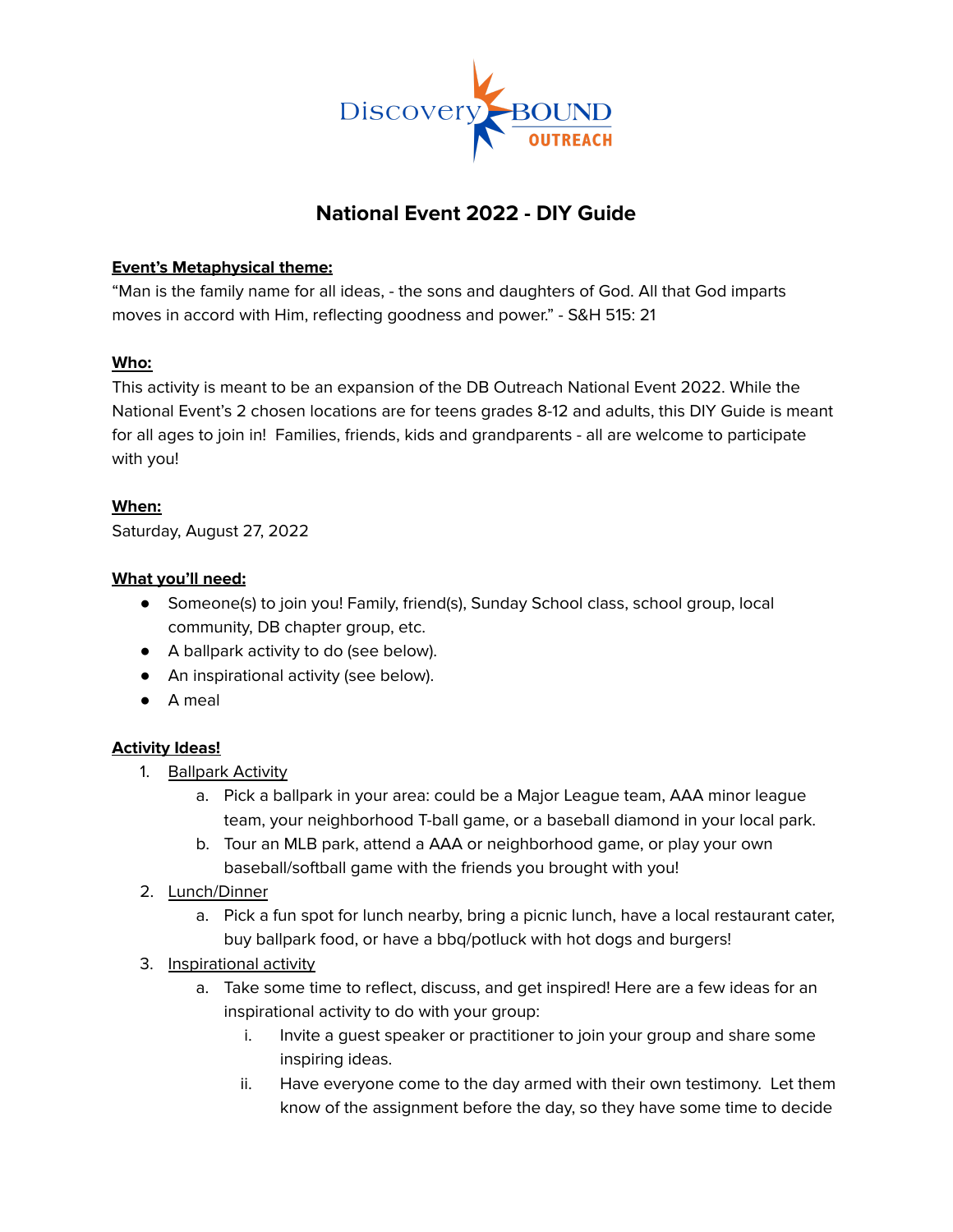# National Event 2022 - DIY Guide

**Event's Metaphysical theme:**

"Man is the family name for all ideas, - the sons and daughters of God. All that God imparts moves in accord with Him, reflecting goodness and power." - S&H 515: 21

**Who:**

This activity is meant to be an expansion of the DB Outreach National Event 2022. While the National Event's 2 chosen locations are for teens grades 8-12 and adults, this DIY Guide is meant for all ages to join in! Families, friends, kids and grandparents - all are welcome to participate with you!

**When:**

Saturday, August 27, 2022

**What you'll need:**

- Someone(s) to join you! Family, friend(s), Sunday School class, school group, local community, DB chapter group, etc.
- A ballpark activity to do (see below).
- An inspirational activity (see below).
- A meal

**Activity Ideas!**

1. Ballpark Activity
   a. Pick a ballpark in your area: could be a Major League team, AAA minor league team, your neighborhood T-ball game, or a baseball diamond in your local park.
   b. Tour an MLB park, attend a AAA or neighborhood game, or play your own baseball/softball game with the friends you brought with you!
2. Lunch/Dinner
   a. Pick a fun spot for lunch nearby, bring a picnic lunch, have a local restaurant cater, buy ballpark food, or have a bbq/potluck with hot dogs and burgers!
3. Inspirational activity
   a. Take some time to reflect, discuss, and get inspired! Here are a few ideas for an inspirational activity to do with your group:
      i. Invite a guest speaker or practitioner to join your group and share some inspiring ideas.
      ii. Have everyone come to the day armed with their own testimony. Let them know of the assignment before the day, so they have some time to decide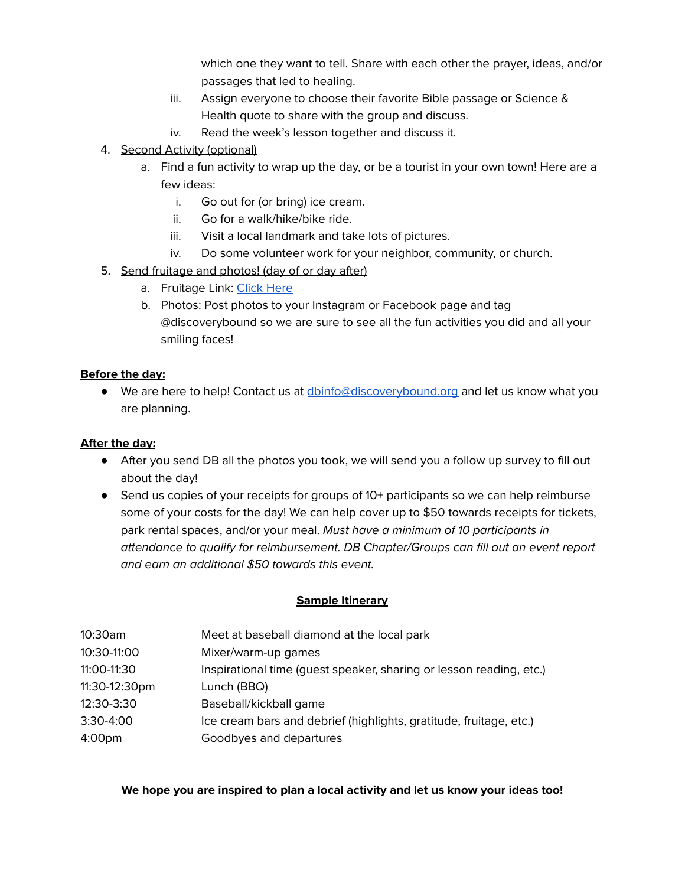which one they want to tell. Share with each other the prayer, ideas, and/or passages that led to healing.

   iii. Assign everyone to choose their favorite Bible passage or Science & Health quote to share with the group and discuss.
   iv. Read the week's lesson together and discuss it.

4. Second Activity (optional)
   a. Find a fun activity to wrap up the day, or be a tourist in your own town! Here are a few ideas:
      i. Go out for (or bring) ice cream.
      ii. Go for a walk/hike/bike ride.
      iii. Visit a local landmark and take lots of pictures.
      iv. Do some volunteer work for your neighbor, community, or church.
5. Send fruitage and photos! (day of or day after)
   a. Fruitage Link: Click Here
   b. Photos: Post photos to your Instagram or Facebook page and tag @discoverybound so we are sure to see all the fun activities you did and all your smiling faces!

**Before the day:**

- We are here to help! Contact us at dbinfo@discoverybound.org and let us know what you are planning.

**After the day:**

- After you send DB all the photos you took, we will send you a follow up survey to fill out about the day!
- Send us copies of your receipts for groups of 10+ participants so we can help reimburse some of your costs for the day! We can help cover up to $50 towards receipts for tickets, park rental spaces, and/or your meal. *Must have a minimum of 10 participants in attendance to qualify for reimbursement. DB Chapter/Groups can fill out an event report and earn an additional $50 towards this event.*

**Sample Itinerary**

| | |
|---|---|
| 10:30am | Meet at baseball diamond at the local park |
| 10:30-11:00 | Mixer/warm-up games |
| 11:00-11:30 | Inspirational time (guest speaker, sharing or lesson reading, etc.) |
| 11:30-12:30pm | Lunch (BBQ) |
| 12:30-3:30 | Baseball/kickball game |
| 3:30-4:00 | Ice cream bars and debrief (highlights, gratitude, fruitage, etc.) |
| 4:00pm | Goodbyes and departures |

**We hope you are inspired to plan a local activity and let us know your ideas too!**